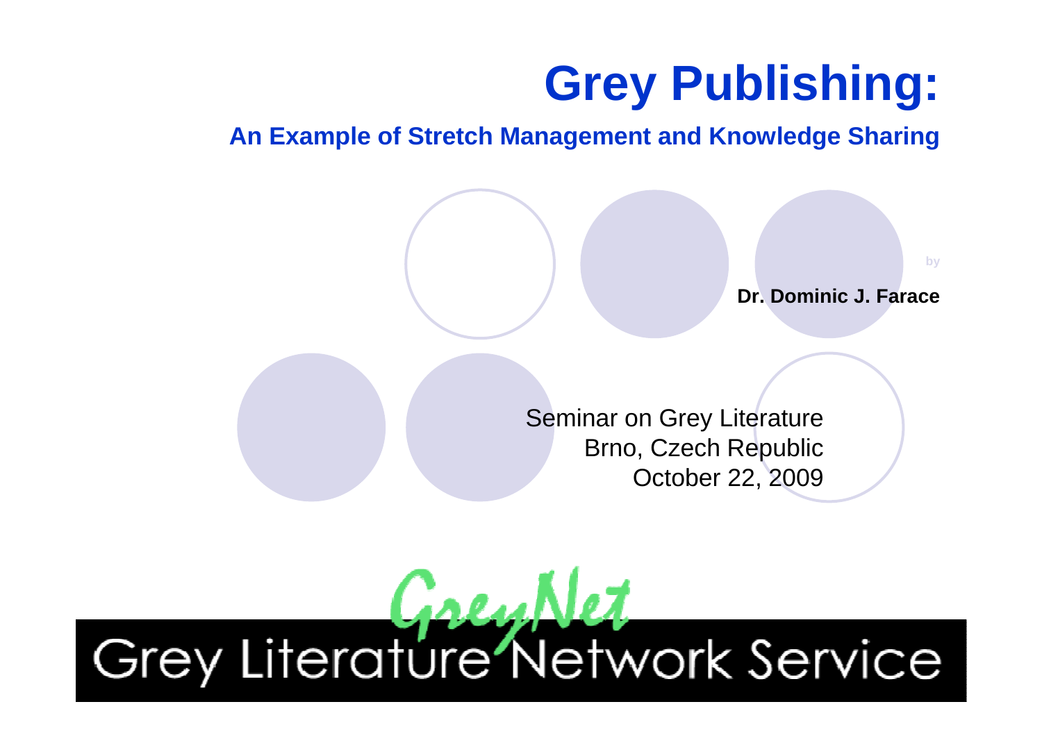# Grey Publishing:

## An Example of Stretch Management and Knowledge Sharing

by

**Dr. Dominic J. Farace**

Seminar on Grey Literature
Brno, Czech Republic
October 22, 2009

GreyNet

Grey Literature Network Service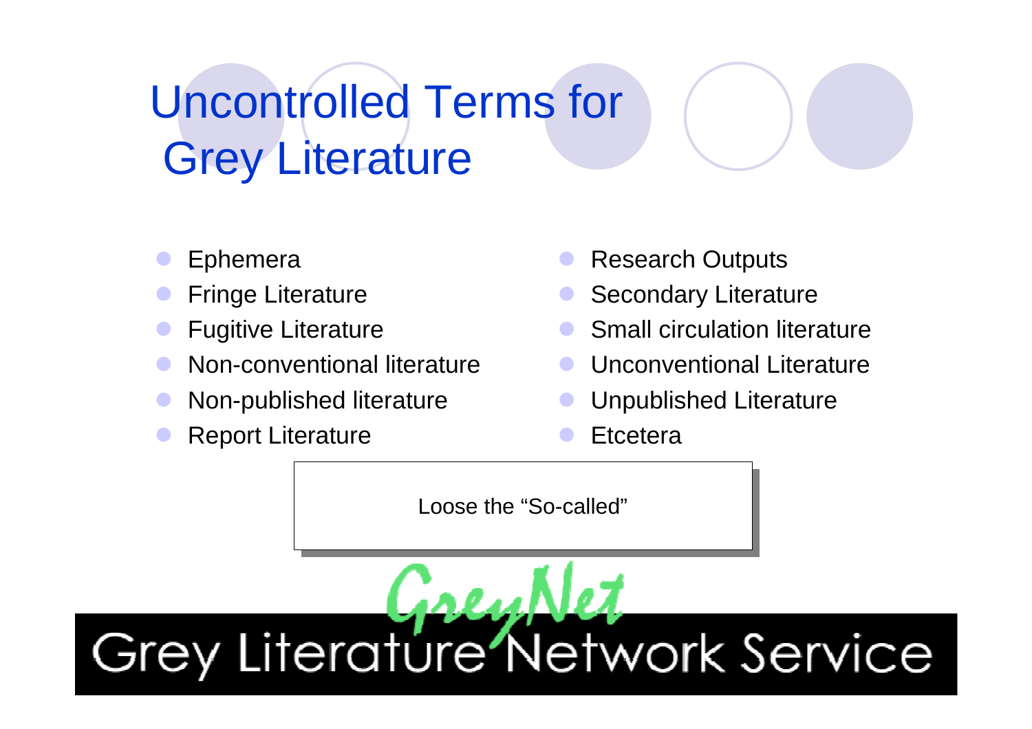# Uncontrolled Terms for Grey Literature

- Ephemera
- Fringe Literature
- Fugitive Literature
- Non-conventional literature
- Non-published literature
- Report Literature
- Research Outputs
- Secondary Literature
- Small circulation literature
- Unconventional Literature
- Unpublished Literature
- Etcetera

Loose the "So-called"

GreyNet

Grey Literature Network Service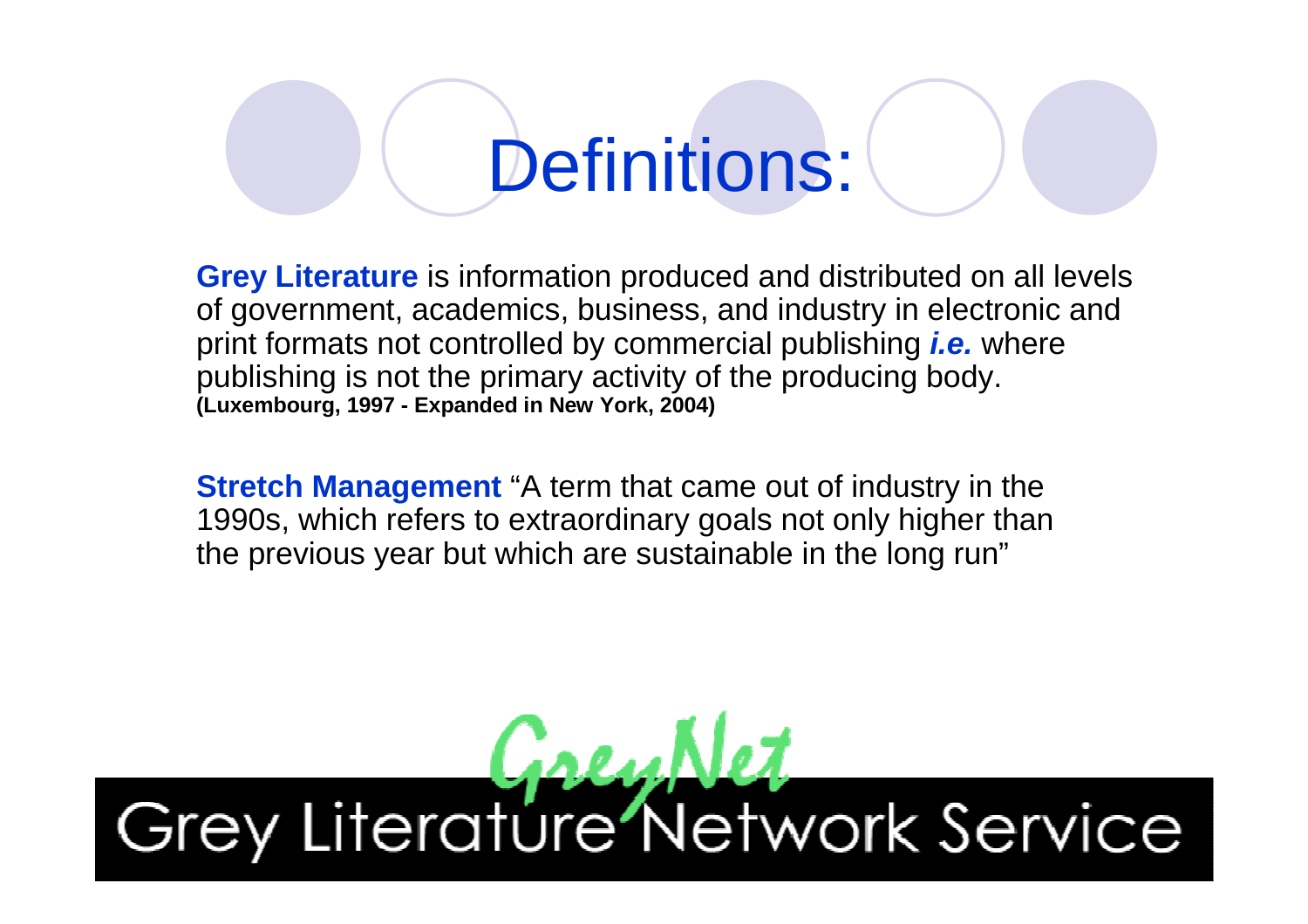# Definitions:

**Grey Literature** is information produced and distributed on all levels of government, academics, business, and industry in electronic and print formats not controlled by commercial publishing ***i.e.*** where publishing is not the primary activity of the producing body. **(Luxembourg, 1997 - Expanded in New York, 2004)**

**Stretch Management** "A term that came out of industry in the 1990s, which refers to extraordinary goals not only higher than the previous year but which are sustainable in the long run"

GreyNet

Grey Literature Network Service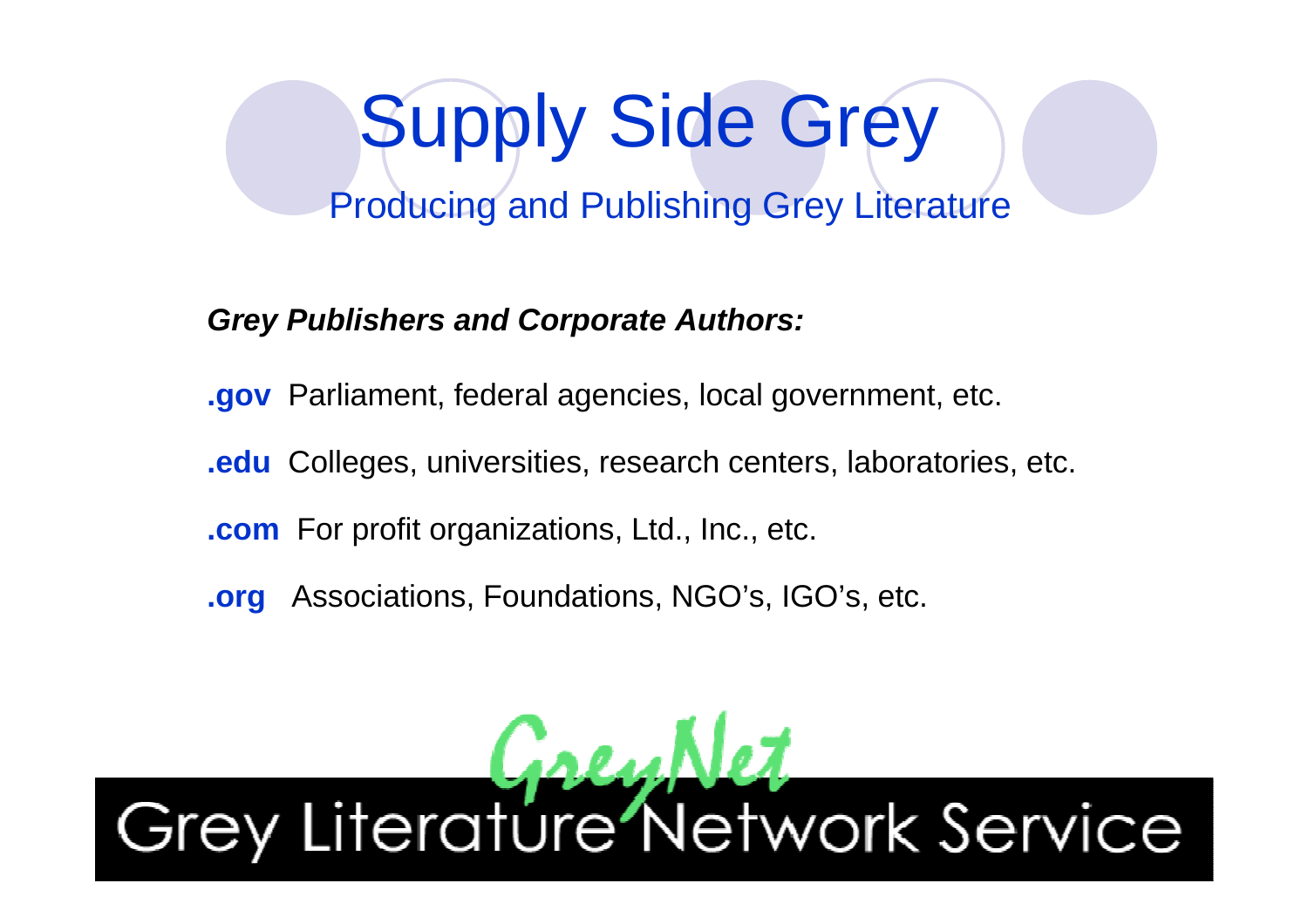# Supply Side Grey

## Producing and Publishing Grey Literature

***Grey Publishers and Corporate Authors:***

**.gov** Parliament, federal agencies, local government, etc.

**.edu** Colleges, universities, research centers, laboratories, etc.

**.com** For profit organizations, Ltd., Inc., etc.

**.org** Associations, Foundations, NGO's, IGO's, etc.

GreyNet

Grey Literature Network Service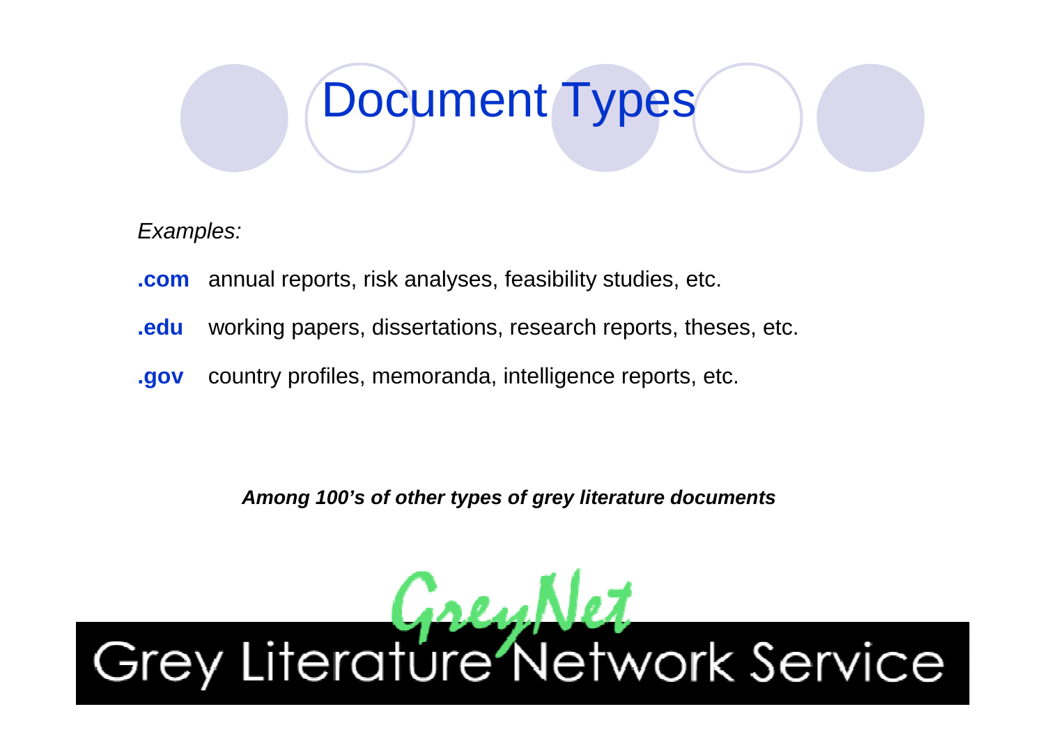# Document Types

*Examples:*

**.com** annual reports, risk analyses, feasibility studies, etc.

**.edu** working papers, dissertations, research reports, theses, etc.

**.gov** country profiles, memoranda, intelligence reports, etc.

***Among 100's of other types of grey literature documents***

GreyNet

Grey Literature Network Service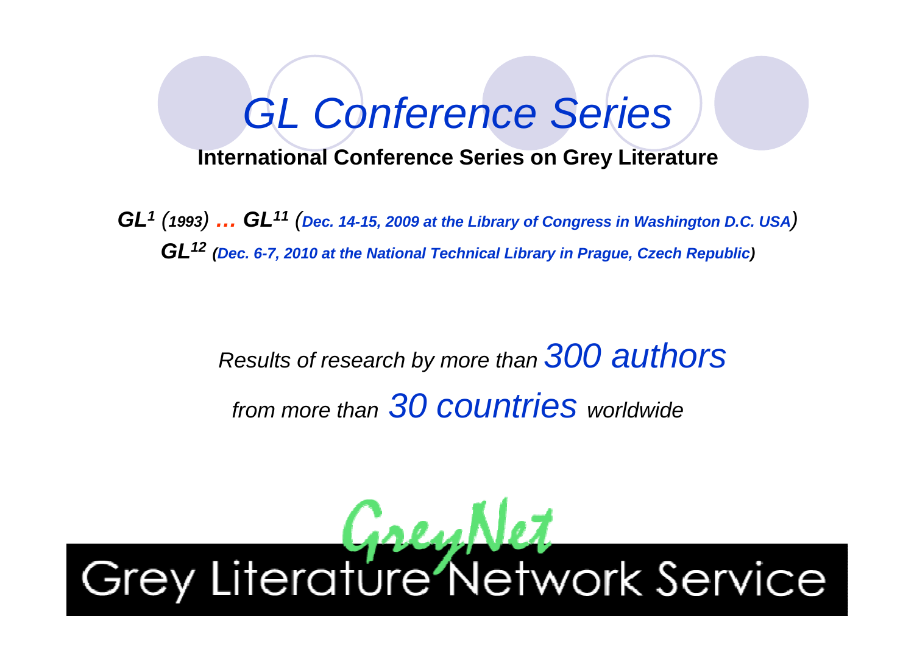# *GL Conference Series*

**International Conference Series on Grey Literature**

***GL1 (1993) … GL11 (Dec. 14-15, 2009 at the Library of Congress in Washington D.C. USA)***

***GL12 (Dec. 6-7, 2010 at the National Technical Library in Prague, Czech Republic)***

*Results of research by more than 300 authors*

*from more than 30 countries worldwide*

GreyNet

Grey Literature Network Service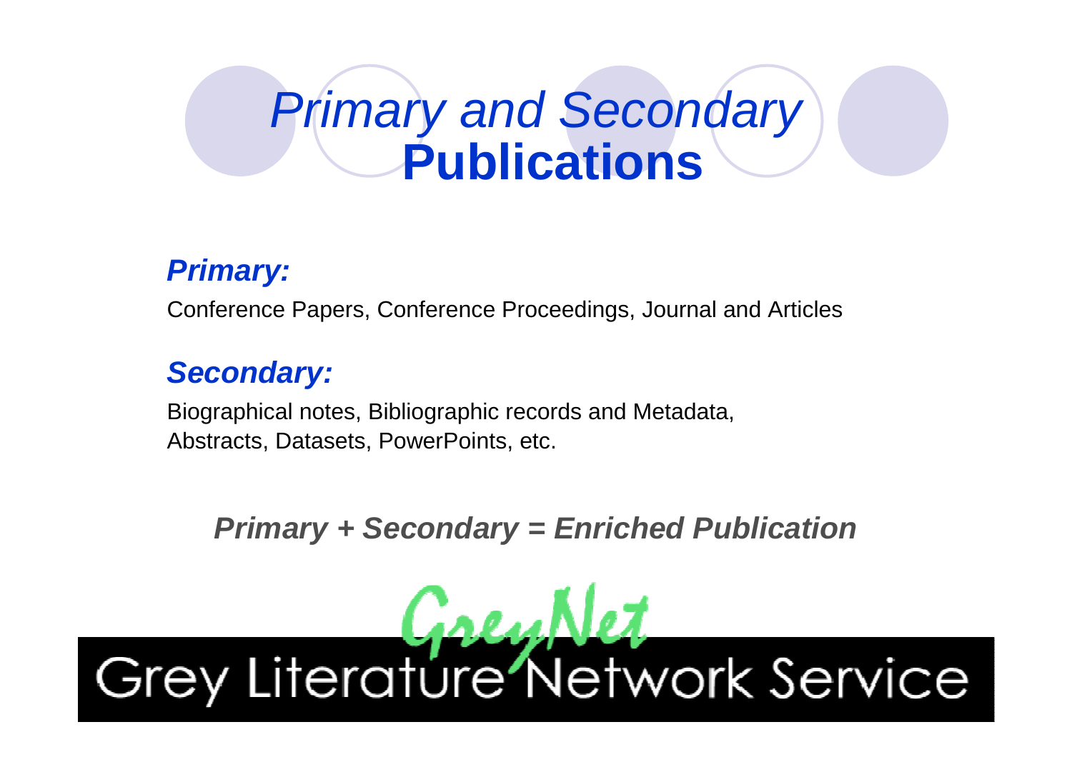# *Primary and Secondary* **Publications**

***Primary:***

Conference Papers, Conference Proceedings, Journal and Articles

***Secondary:***

Biographical notes, Bibliographic records and Metadata, Abstracts, Datasets, PowerPoints, etc.

***Primary + Secondary = Enriched Publication***

GreyNet

Grey Literature Network Service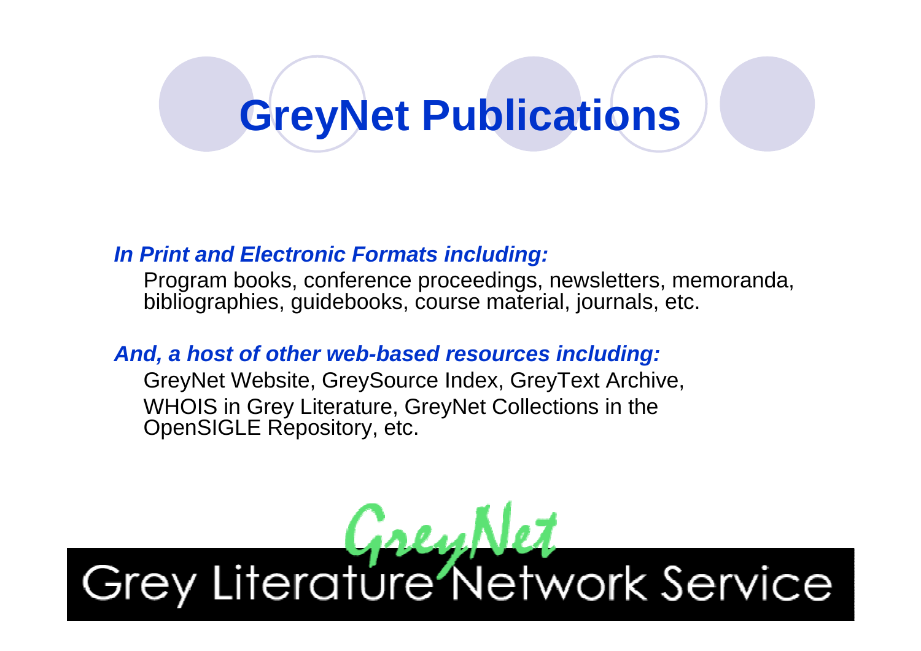# GreyNet Publications

***In Print and Electronic Formats including:***

Program books, conference proceedings, newsletters, memoranda, bibliographies, guidebooks, course material, journals, etc.

***And, a host of other web-based resources including:***

GreyNet Website, GreySource Index, GreyText Archive, WHOIS in Grey Literature, GreyNet Collections in the OpenSIGLE Repository, etc.

GreyNet
Grey Literature Network Service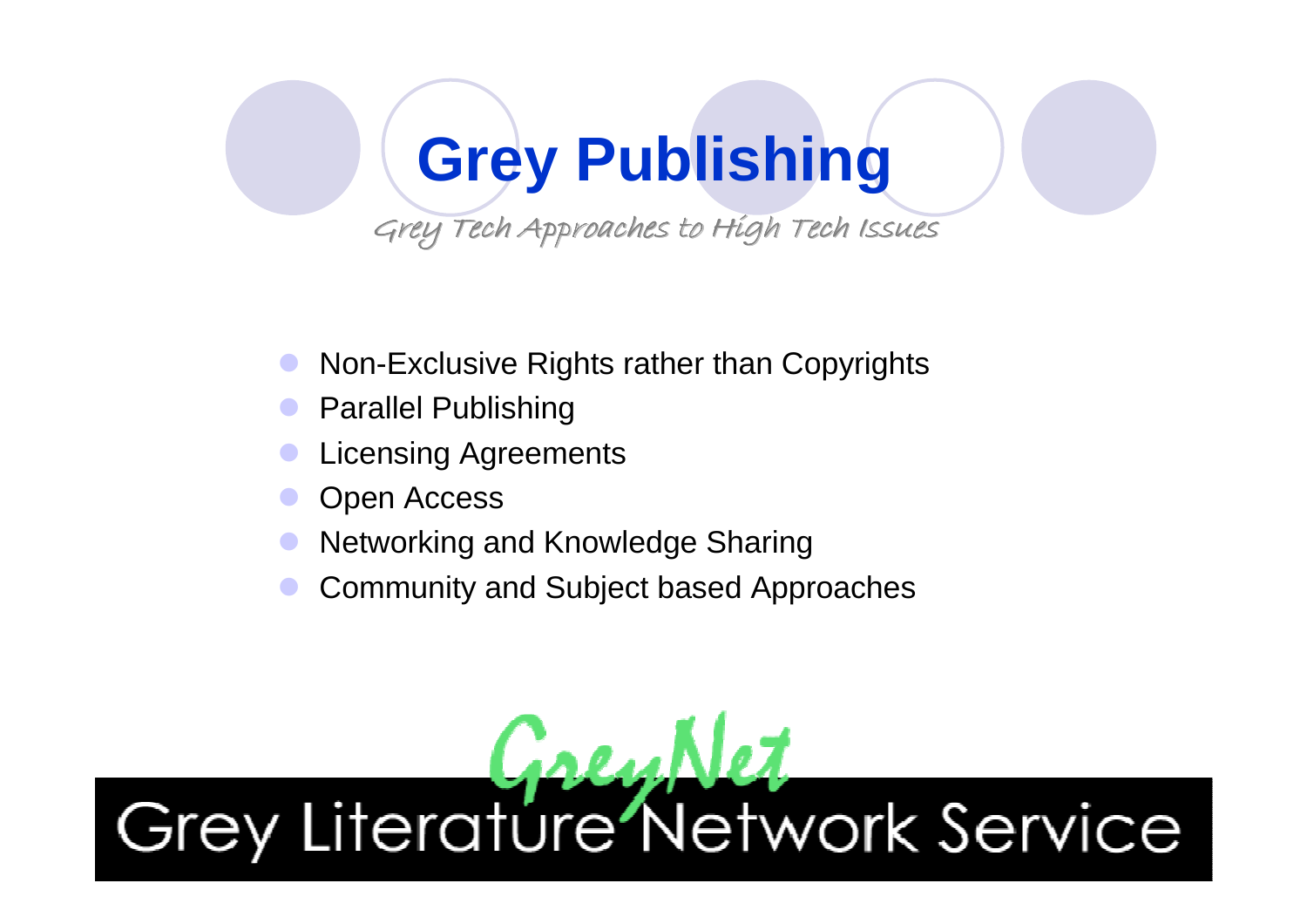# Grey Publishing

*Grey Tech Approaches to High Tech Issues*

- Non-Exclusive Rights rather than Copyrights
- Parallel Publishing
- Licensing Agreements
- Open Access
- Networking and Knowledge Sharing
- Community and Subject based Approaches

GreyNet
Grey Literature Network Service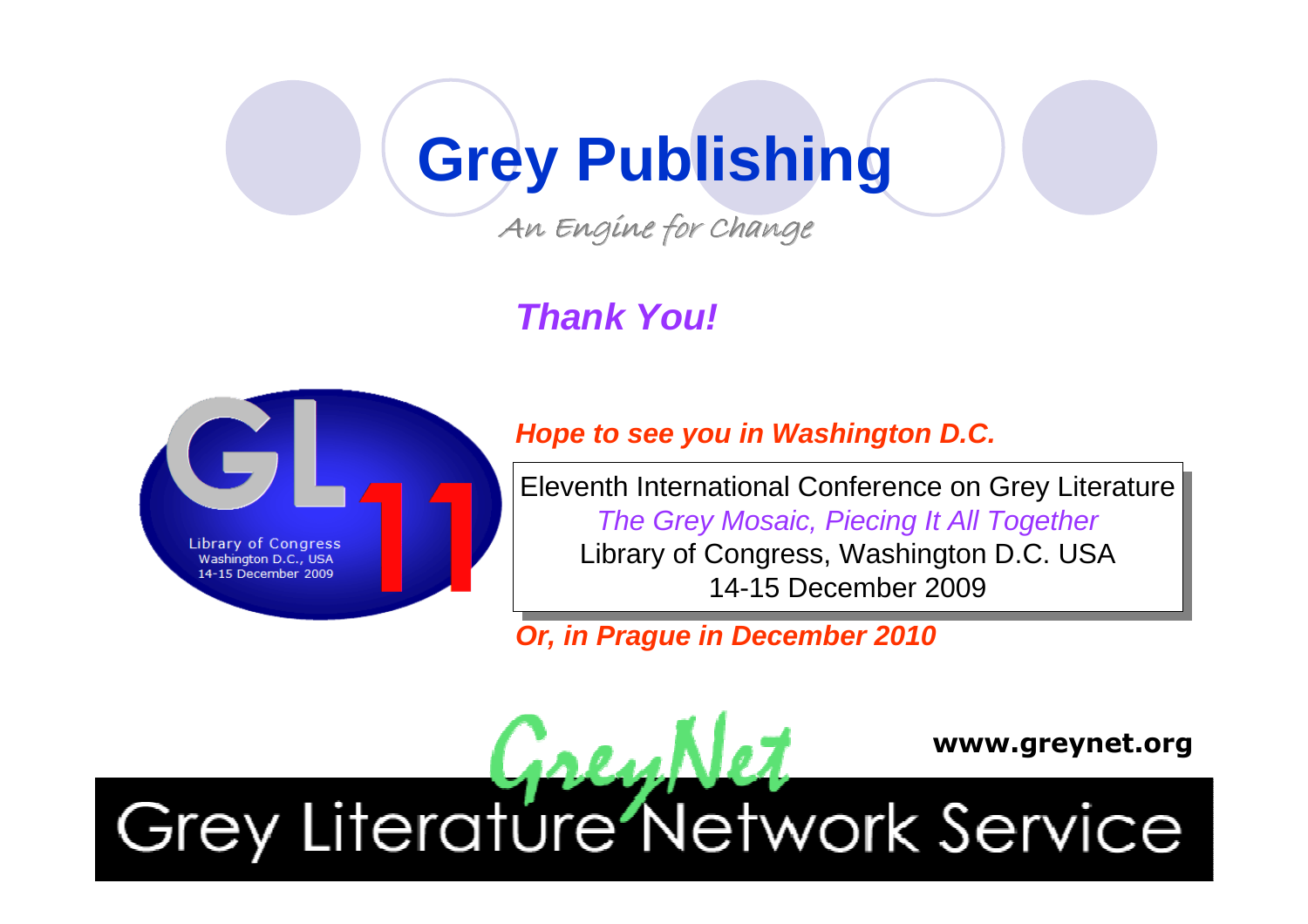# Grey Publishing

An Engine for Change

***Thank You!***

Library of Congress
Washington D.C., USA
14-15 December 2009

***Hope to see you in Washington D.C.***

| |
|---|
| Eleventh International Conference on Grey Literature |
| *The Grey Mosaic, Piecing It All Together* |
| Library of Congress, Washington D.C. USA |
| 14-15 December 2009 |

***Or, in Prague in December 2010***

GreyNet

**www.greynet.org**

Grey Literature Network Service